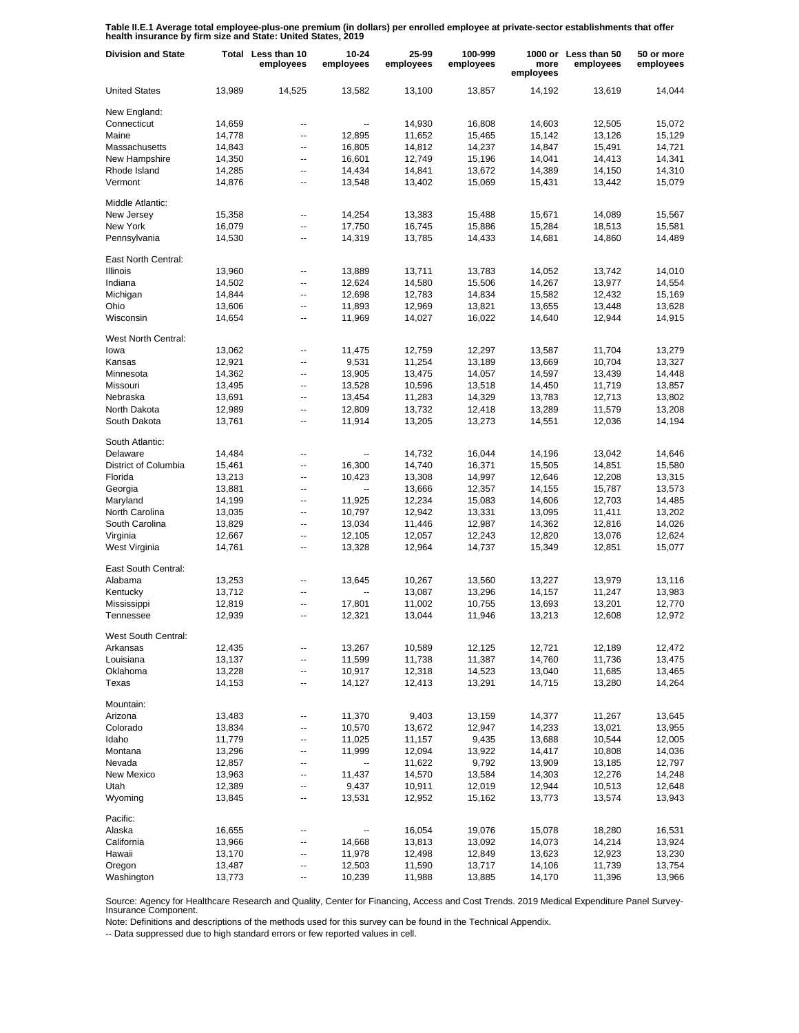**Table II.E.1 Average total employee-plus-one premium (in dollars) per enrolled employee at private-sector establishments that offer health insurance by firm size and State: United States, 2019**

| Division and State | Total | Less than 10 employees | 10-24 employees | 25-99 employees | 100-999 employees | 1000 or more employees | Less than 50 employees | 50 or more employees |
|---|---|---|---|---|---|---|---|---|
| United States | 13,989 | 14,525 | 13,582 | 13,100 | 13,857 | 14,192 | 13,619 | 14,044 |
| New England: | | | | | | | | |
| Connecticut | 14,659 | -- | -- | 14,930 | 16,808 | 14,603 | 12,505 | 15,072 |
| Maine | 14,778 | -- | 12,895 | 11,652 | 15,465 | 15,142 | 13,126 | 15,129 |
| Massachusetts | 14,843 | -- | 16,805 | 14,812 | 14,237 | 14,847 | 15,491 | 14,721 |
| New Hampshire | 14,350 | -- | 16,601 | 12,749 | 15,196 | 14,041 | 14,413 | 14,341 |
| Rhode Island | 14,285 | -- | 14,434 | 14,841 | 13,672 | 14,389 | 14,150 | 14,310 |
| Vermont | 14,876 | -- | 13,548 | 13,402 | 15,069 | 15,431 | 13,442 | 15,079 |
| Middle Atlantic: | | | | | | | | |
| New Jersey | 15,358 | -- | 14,254 | 13,383 | 15,488 | 15,671 | 14,089 | 15,567 |
| New York | 16,079 | -- | 17,750 | 16,745 | 15,886 | 15,284 | 18,513 | 15,581 |
| Pennsylvania | 14,530 | -- | 14,319 | 13,785 | 14,433 | 14,681 | 14,860 | 14,489 |
| East North Central: | | | | | | | | |
| Illinois | 13,960 | -- | 13,889 | 13,711 | 13,783 | 14,052 | 13,742 | 14,010 |
| Indiana | 14,502 | -- | 12,624 | 14,580 | 15,506 | 14,267 | 13,977 | 14,554 |
| Michigan | 14,844 | -- | 12,698 | 12,783 | 14,834 | 15,582 | 12,432 | 15,169 |
| Ohio | 13,606 | -- | 11,893 | 12,969 | 13,821 | 13,655 | 13,448 | 13,628 |
| Wisconsin | 14,654 | -- | 11,969 | 14,027 | 16,022 | 14,640 | 12,944 | 14,915 |
| West North Central: | | | | | | | | |
| Iowa | 13,062 | -- | 11,475 | 12,759 | 12,297 | 13,587 | 11,704 | 13,279 |
| Kansas | 12,921 | -- | 9,531 | 11,254 | 13,189 | 13,669 | 10,704 | 13,327 |
| Minnesota | 14,362 | -- | 13,905 | 13,475 | 14,057 | 14,597 | 13,439 | 14,448 |
| Missouri | 13,495 | -- | 13,528 | 10,596 | 13,518 | 14,450 | 11,719 | 13,857 |
| Nebraska | 13,691 | -- | 13,454 | 11,283 | 14,329 | 13,783 | 12,713 | 13,802 |
| North Dakota | 12,989 | -- | 12,809 | 13,732 | 12,418 | 13,289 | 11,579 | 13,208 |
| South Dakota | 13,761 | -- | 11,914 | 13,205 | 13,273 | 14,551 | 12,036 | 14,194 |
| South Atlantic: | | | | | | | | |
| Delaware | 14,484 | -- | -- | 14,732 | 16,044 | 14,196 | 13,042 | 14,646 |
| District of Columbia | 15,461 | -- | 16,300 | 14,740 | 16,371 | 15,505 | 14,851 | 15,580 |
| Florida | 13,213 | -- | 10,423 | 13,308 | 14,997 | 12,646 | 12,208 | 13,315 |
| Georgia | 13,881 | -- | -- | 13,666 | 12,357 | 14,155 | 15,787 | 13,573 |
| Maryland | 14,199 | -- | 11,925 | 12,234 | 15,083 | 14,606 | 12,703 | 14,485 |
| North Carolina | 13,035 | -- | 10,797 | 12,942 | 13,331 | 13,095 | 11,411 | 13,202 |
| South Carolina | 13,829 | -- | 13,034 | 11,446 | 12,987 | 14,362 | 12,816 | 14,026 |
| Virginia | 12,667 | -- | 12,105 | 12,057 | 12,243 | 12,820 | 13,076 | 12,624 |
| West Virginia | 14,761 | -- | 13,328 | 12,964 | 14,737 | 15,349 | 12,851 | 15,077 |
| East South Central: | | | | | | | | |
| Alabama | 13,253 | -- | 13,645 | 10,267 | 13,560 | 13,227 | 13,979 | 13,116 |
| Kentucky | 13,712 | -- | -- | 13,087 | 13,296 | 14,157 | 11,247 | 13,983 |
| Mississippi | 12,819 | -- | 17,801 | 11,002 | 10,755 | 13,693 | 13,201 | 12,770 |
| Tennessee | 12,939 | -- | 12,321 | 13,044 | 11,946 | 13,213 | 12,608 | 12,972 |
| West South Central: | | | | | | | | |
| Arkansas | 12,435 | -- | 13,267 | 10,589 | 12,125 | 12,721 | 12,189 | 12,472 |
| Louisiana | 13,137 | -- | 11,599 | 11,738 | 11,387 | 14,760 | 11,736 | 13,475 |
| Oklahoma | 13,228 | -- | 10,917 | 12,318 | 14,523 | 13,040 | 11,685 | 13,465 |
| Texas | 14,153 | -- | 14,127 | 12,413 | 13,291 | 14,715 | 13,280 | 14,264 |
| Mountain: | | | | | | | | |
| Arizona | 13,483 | -- | 11,370 | 9,403 | 13,159 | 14,377 | 11,267 | 13,645 |
| Colorado | 13,834 | -- | 10,570 | 13,672 | 12,947 | 14,233 | 13,021 | 13,955 |
| Idaho | 11,779 | -- | 11,025 | 11,157 | 9,435 | 13,688 | 10,544 | 12,005 |
| Montana | 13,296 | -- | 11,999 | 12,094 | 13,922 | 14,417 | 10,808 | 14,036 |
| Nevada | 12,857 | -- | -- | 11,622 | 9,792 | 13,909 | 13,185 | 12,797 |
| New Mexico | 13,963 | -- | 11,437 | 14,570 | 13,584 | 14,303 | 12,276 | 14,248 |
| Utah | 12,389 | -- | 9,437 | 10,911 | 12,019 | 12,944 | 10,513 | 12,648 |
| Wyoming | 13,845 | -- | 13,531 | 12,952 | 15,162 | 13,773 | 13,574 | 13,943 |
| Pacific: | | | | | | | | |
| Alaska | 16,655 | -- | -- | 16,054 | 19,076 | 15,078 | 18,280 | 16,531 |
| California | 13,966 | -- | 14,668 | 13,813 | 13,092 | 14,073 | 14,214 | 13,924 |
| Hawaii | 13,170 | -- | 11,978 | 12,498 | 12,849 | 13,623 | 12,923 | 13,230 |
| Oregon | 13,487 | -- | 12,503 | 11,590 | 13,717 | 14,106 | 11,739 | 13,754 |
| Washington | 13,773 | -- | 10,239 | 11,988 | 13,885 | 14,170 | 11,396 | 13,966 |

Source: Agency for Healthcare Research and Quality, Center for Financing, Access and Cost Trends. 2019 Medical Expenditure Panel Survey-Insurance Component.

Note: Definitions and descriptions of the methods used for this survey can be found in the Technical Appendix.

-- Data suppressed due to high standard errors or few reported values in cell.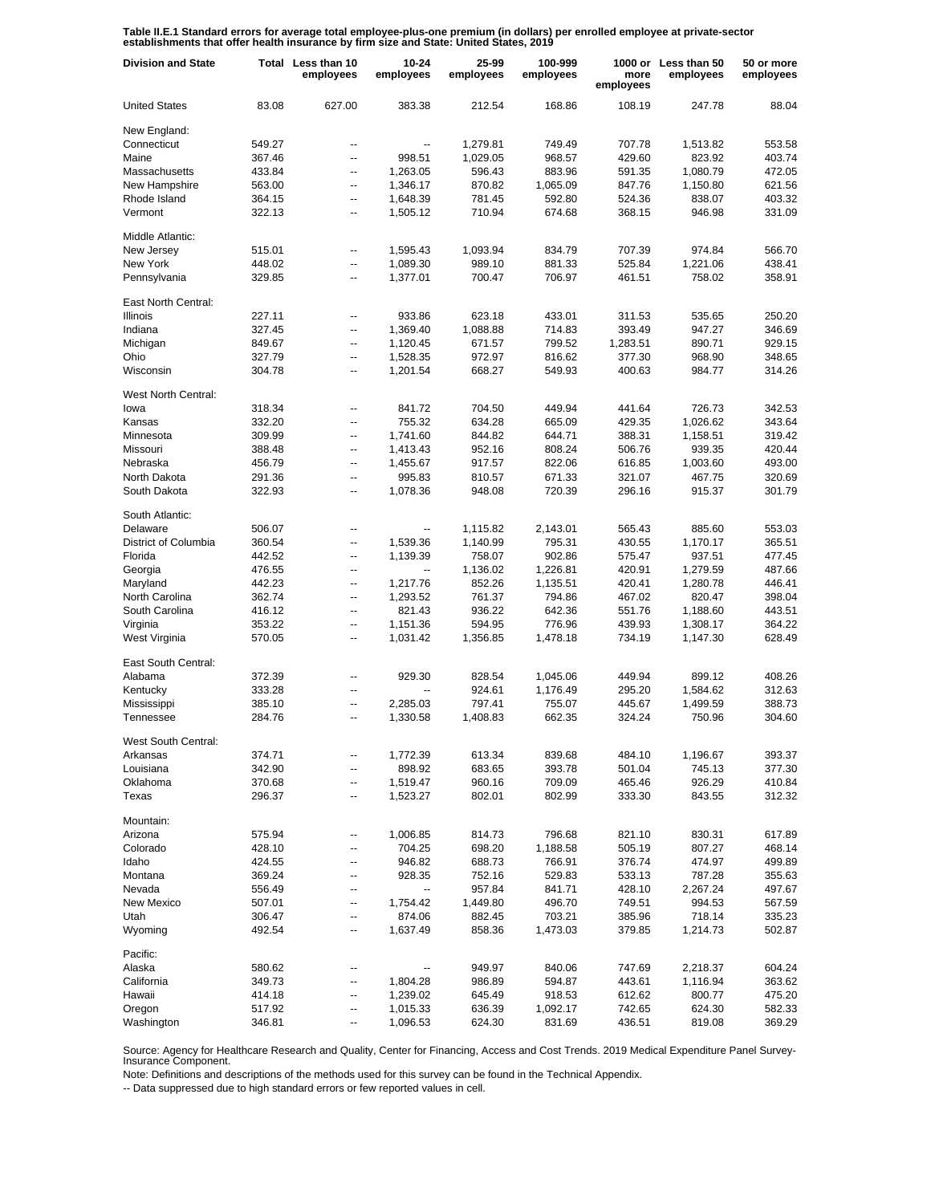**Table II.E.1 Standard errors for average total employee-plus-one premium (in dollars) per enrolled employee at private-sector establishments that offer health insurance by firm size and State: United States, 2019**

| Division and State | Total | Less than 10 employees | 10-24 employees | 25-99 employees | 100-999 employees | 1000 or more employees | Less than 50 employees | 50 or more employees |
|---|---|---|---|---|---|---|---|---|
| United States | 83.08 | 627.00 | 383.38 | 212.54 | 168.86 | 108.19 | 247.78 | 88.04 |
| New England: | | | | | | | | |
| Connecticut | 549.27 | -- | -- | 1,279.81 | 749.49 | 707.78 | 1,513.82 | 553.58 |
| Maine | 367.46 | -- | 998.51 | 1,029.05 | 968.57 | 429.60 | 823.92 | 403.74 |
| Massachusetts | 433.84 | -- | 1,263.05 | 596.43 | 883.96 | 591.35 | 1,080.79 | 472.05 |
| New Hampshire | 563.00 | -- | 1,346.17 | 870.82 | 1,065.09 | 847.76 | 1,150.80 | 621.56 |
| Rhode Island | 364.15 | -- | 1,648.39 | 781.45 | 592.80 | 524.36 | 838.07 | 403.32 |
| Vermont | 322.13 | -- | 1,505.12 | 710.94 | 674.68 | 368.15 | 946.98 | 331.09 |
| Middle Atlantic: | | | | | | | | |
| New Jersey | 515.01 | -- | 1,595.43 | 1,093.94 | 834.79 | 707.39 | 974.84 | 566.70 |
| New York | 448.02 | -- | 1,089.30 | 989.10 | 881.33 | 525.84 | 1,221.06 | 438.41 |
| Pennsylvania | 329.85 | -- | 1,377.01 | 700.47 | 706.97 | 461.51 | 758.02 | 358.91 |
| East North Central: | | | | | | | | |
| Illinois | 227.11 | -- | 933.86 | 623.18 | 433.01 | 311.53 | 535.65 | 250.20 |
| Indiana | 327.45 | -- | 1,369.40 | 1,088.88 | 714.83 | 393.49 | 947.27 | 346.69 |
| Michigan | 849.67 | -- | 1,120.45 | 671.57 | 799.52 | 1,283.51 | 890.71 | 929.15 |
| Ohio | 327.79 | -- | 1,528.35 | 972.97 | 816.62 | 377.30 | 968.90 | 348.65 |
| Wisconsin | 304.78 | -- | 1,201.54 | 668.27 | 549.93 | 400.63 | 984.77 | 314.26 |
| West North Central: | | | | | | | | |
| Iowa | 318.34 | -- | 841.72 | 704.50 | 449.94 | 441.64 | 726.73 | 342.53 |
| Kansas | 332.20 | -- | 755.32 | 634.28 | 665.09 | 429.35 | 1,026.62 | 343.64 |
| Minnesota | 309.99 | -- | 1,741.60 | 844.82 | 644.71 | 388.31 | 1,158.51 | 319.42 |
| Missouri | 388.48 | -- | 1,413.43 | 952.16 | 808.24 | 506.76 | 939.35 | 420.44 |
| Nebraska | 456.79 | -- | 1,455.67 | 917.57 | 822.06 | 616.85 | 1,003.60 | 493.00 |
| North Dakota | 291.36 | -- | 995.83 | 810.57 | 671.33 | 321.07 | 467.75 | 320.69 |
| South Dakota | 322.93 | -- | 1,078.36 | 948.08 | 720.39 | 296.16 | 915.37 | 301.79 |
| South Atlantic: | | | | | | | | |
| Delaware | 506.07 | -- | -- | 1,115.82 | 2,143.01 | 565.43 | 885.60 | 553.03 |
| District of Columbia | 360.54 | -- | 1,539.36 | 1,140.99 | 795.31 | 430.55 | 1,170.17 | 365.51 |
| Florida | 442.52 | -- | 1,139.39 | 758.07 | 902.86 | 575.47 | 937.51 | 477.45 |
| Georgia | 476.55 | -- | -- | 1,136.02 | 1,226.81 | 420.91 | 1,279.59 | 487.66 |
| Maryland | 442.23 | -- | 1,217.76 | 852.26 | 1,135.51 | 420.41 | 1,280.78 | 446.41 |
| North Carolina | 362.74 | -- | 1,293.52 | 761.37 | 794.86 | 467.02 | 820.47 | 398.04 |
| South Carolina | 416.12 | -- | 821.43 | 936.22 | 642.36 | 551.76 | 1,188.60 | 443.51 |
| Virginia | 353.22 | -- | 1,151.36 | 594.95 | 776.96 | 439.93 | 1,308.17 | 364.22 |
| West Virginia | 570.05 | -- | 1,031.42 | 1,356.85 | 1,478.18 | 734.19 | 1,147.30 | 628.49 |
| East South Central: | | | | | | | | |
| Alabama | 372.39 | -- | 929.30 | 828.54 | 1,045.06 | 449.94 | 899.12 | 408.26 |
| Kentucky | 333.28 | -- | -- | 924.61 | 1,176.49 | 295.20 | 1,584.62 | 312.63 |
| Mississippi | 385.10 | -- | 2,285.03 | 797.41 | 755.07 | 445.67 | 1,499.59 | 388.73 |
| Tennessee | 284.76 | -- | 1,330.58 | 1,408.83 | 662.35 | 324.24 | 750.96 | 304.60 |
| West South Central: | | | | | | | | |
| Arkansas | 374.71 | -- | 1,772.39 | 613.34 | 839.68 | 484.10 | 1,196.67 | 393.37 |
| Louisiana | 342.90 | -- | 898.92 | 683.65 | 393.78 | 501.04 | 745.13 | 377.30 |
| Oklahoma | 370.68 | -- | 1,519.47 | 960.16 | 709.09 | 465.46 | 926.29 | 410.84 |
| Texas | 296.37 | -- | 1,523.27 | 802.01 | 802.99 | 333.30 | 843.55 | 312.32 |
| Mountain: | | | | | | | | |
| Arizona | 575.94 | -- | 1,006.85 | 814.73 | 796.68 | 821.10 | 830.31 | 617.89 |
| Colorado | 428.10 | -- | 704.25 | 698.20 | 1,188.58 | 505.19 | 807.27 | 468.14 |
| Idaho | 424.55 | -- | 946.82 | 688.73 | 766.91 | 376.74 | 474.97 | 499.89 |
| Montana | 369.24 | -- | 928.35 | 752.16 | 529.83 | 533.13 | 787.28 | 355.63 |
| Nevada | 556.49 | -- | -- | 957.84 | 841.71 | 428.10 | 2,267.24 | 497.67 |
| New Mexico | 507.01 | -- | 1,754.42 | 1,449.80 | 496.70 | 749.51 | 994.53 | 567.59 |
| Utah | 306.47 | -- | 874.06 | 882.45 | 703.21 | 385.96 | 718.14 | 335.23 |
| Wyoming | 492.54 | -- | 1,637.49 | 858.36 | 1,473.03 | 379.85 | 1,214.73 | 502.87 |
| Pacific: | | | | | | | | |
| Alaska | 580.62 | -- | -- | 949.97 | 840.06 | 747.69 | 2,218.37 | 604.24 |
| California | 349.73 | -- | 1,804.28 | 986.89 | 594.87 | 443.61 | 1,116.94 | 363.62 |
| Hawaii | 414.18 | -- | 1,239.02 | 645.49 | 918.53 | 612.62 | 800.77 | 475.20 |
| Oregon | 517.92 | -- | 1,015.33 | 636.39 | 1,092.17 | 742.65 | 624.30 | 582.33 |
| Washington | 346.81 | -- | 1,096.53 | 624.30 | 831.69 | 436.51 | 819.08 | 369.29 |

Source: Agency for Healthcare Research and Quality, Center for Financing, Access and Cost Trends. 2019 Medical Expenditure Panel Survey-Insurance Component.

Note: Definitions and descriptions of the methods used for this survey can be found in the Technical Appendix.

-- Data suppressed due to high standard errors or few reported values in cell.